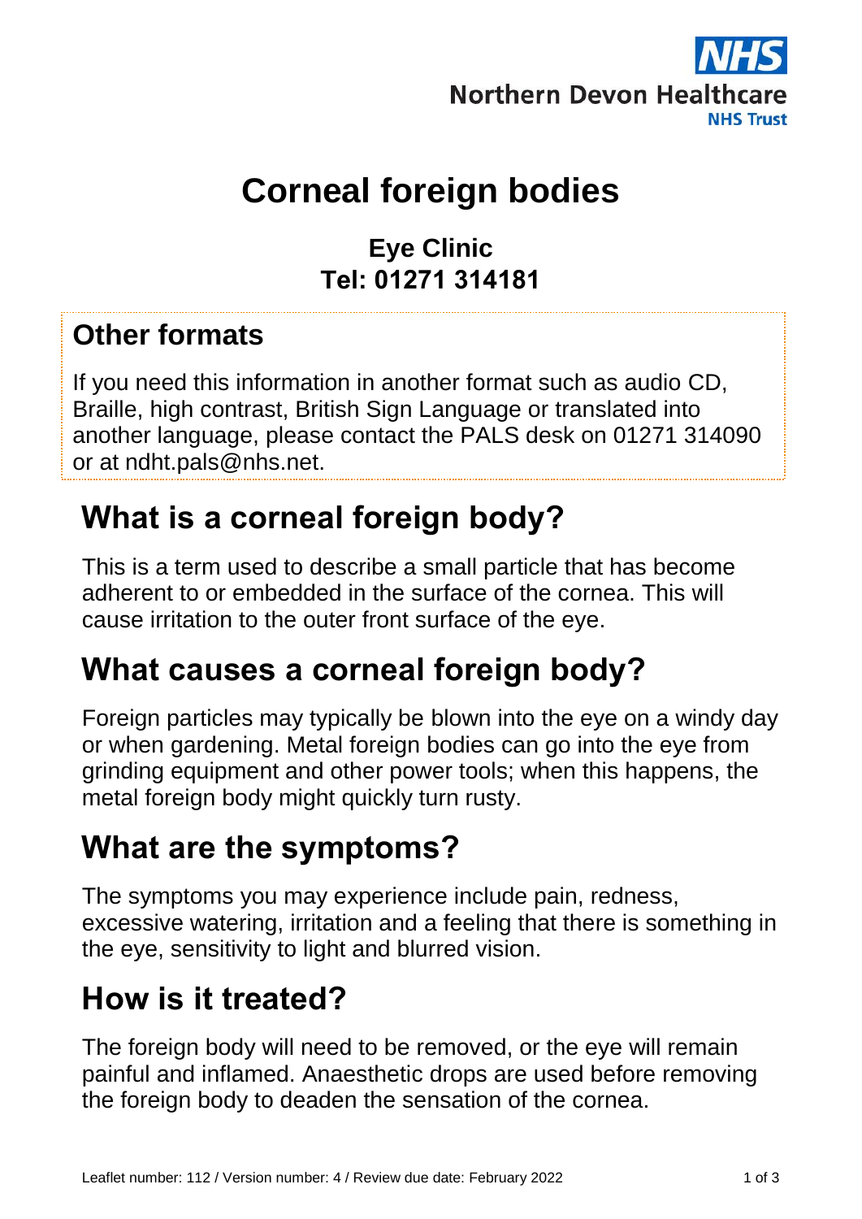NHS
Northern Devon Healthcare
NHS Trust

# Corneal foreign bodies

**Eye Clinic**
**Tel: 01271 314181**

## Other formats

If you need this information in another format such as audio CD, Braille, high contrast, British Sign Language or translated into another language, please contact the PALS desk on 01271 314090 or at ndht.pals@nhs.net.

## What is a corneal foreign body?

This is a term used to describe a small particle that has become adherent to or embedded in the surface of the cornea. This will cause irritation to the outer front surface of the eye.

## What causes a corneal foreign body?

Foreign particles may typically be blown into the eye on a windy day or when gardening. Metal foreign bodies can go into the eye from grinding equipment and other power tools; when this happens, the metal foreign body might quickly turn rusty.

## What are the symptoms?

The symptoms you may experience include pain, redness, excessive watering, irritation and a feeling that there is something in the eye, sensitivity to light and blurred vision.

## How is it treated?

The foreign body will need to be removed, or the eye will remain painful and inflamed. Anaesthetic drops are used before removing the foreign body to deaden the sensation of the cornea.

Leaflet number: 112 / Version number: 4 / Review due date: February 2022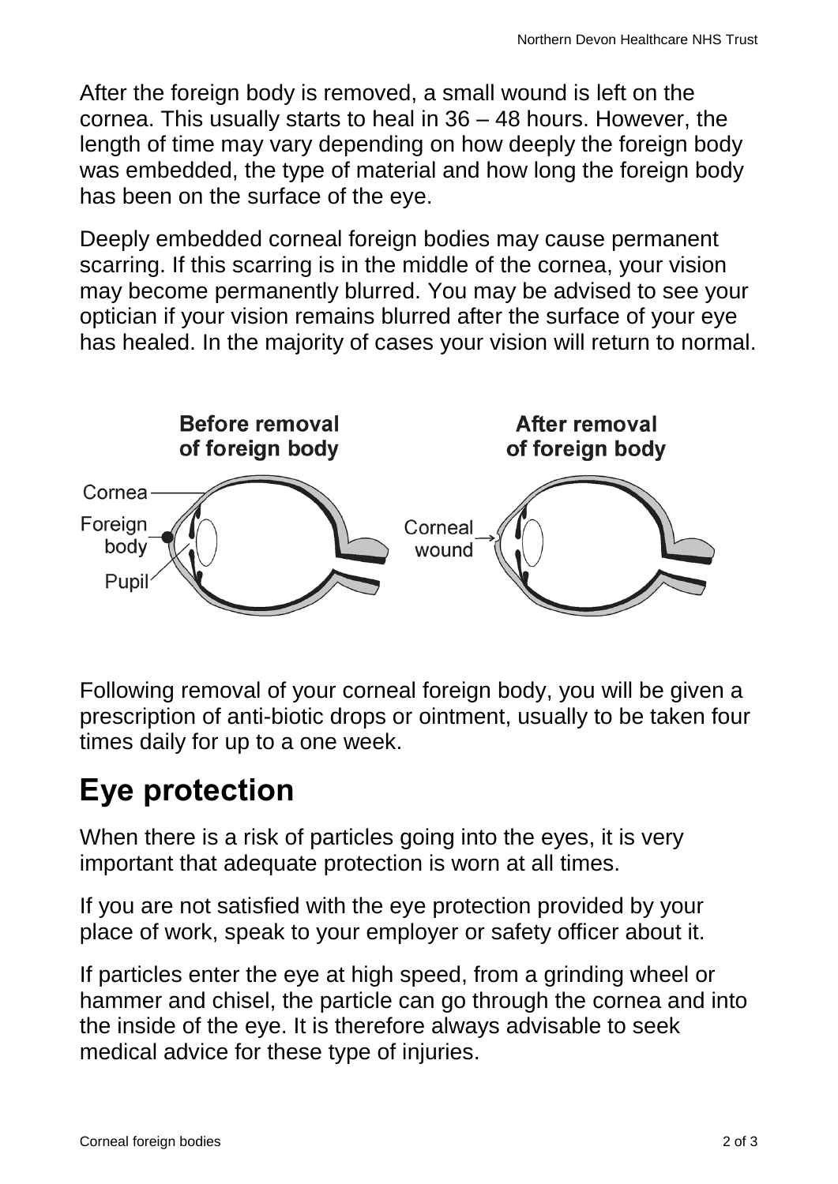After the foreign body is removed, a small wound is left on the cornea. This usually starts to heal in 36 – 48 hours. However, the length of time may vary depending on how deeply the foreign body was embedded, the type of material and how long the foreign body has been on the surface of the eye.

Deeply embedded corneal foreign bodies may cause permanent scarring. If this scarring is in the middle of the cornea, your vision may become permanently blurred. You may be advised to see your optician if your vision remains blurred after the surface of your eye has healed. In the majority of cases your vision will return to normal.

**Before removal of foreign body** | **After removal of foreign body**

Cornea, Foreign body, Pupil, Corneal wound

Following removal of your corneal foreign body, you will be given a prescription of anti-biotic drops or ointment, usually to be taken four times daily for up to a one week.

## Eye protection

When there is a risk of particles going into the eyes, it is very important that adequate protection is worn at all times.

If you are not satisfied with the eye protection provided by your place of work, speak to your employer or safety officer about it.

If particles enter the eye at high speed, from a grinding wheel or hammer and chisel, the particle can go through the cornea and into the inside of the eye. It is therefore always advisable to seek medical advice for these type of injuries.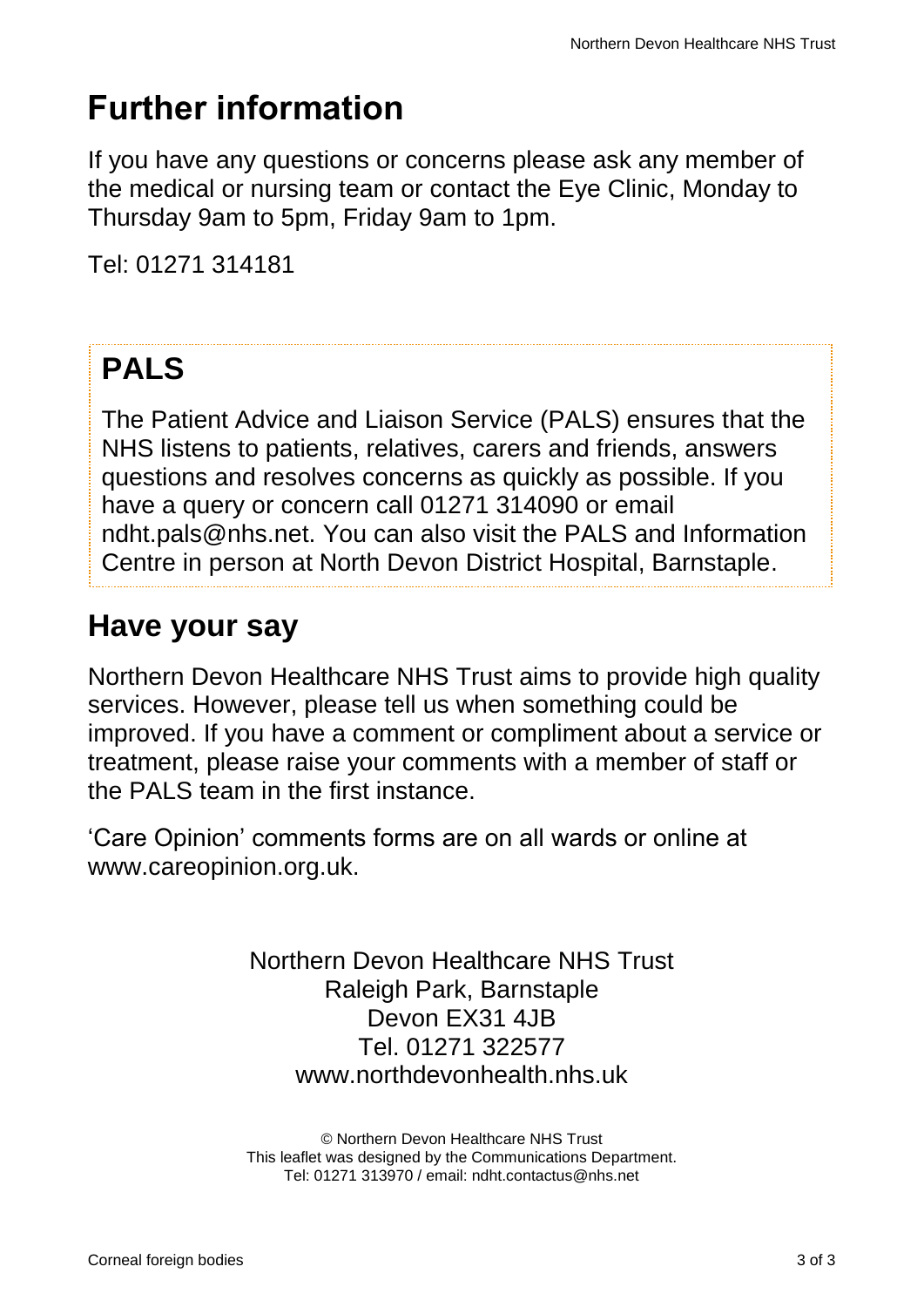# Further information

If you have any questions or concerns please ask any member of the medical or nursing team or contact the Eye Clinic, Monday to Thursday 9am to 5pm, Friday 9am to 1pm.

Tel: 01271 314181

## PALS

The Patient Advice and Liaison Service (PALS) ensures that the NHS listens to patients, relatives, carers and friends, answers questions and resolves concerns as quickly as possible. If you have a query or concern call 01271 314090 or email ndht.pals@nhs.net. You can also visit the PALS and Information Centre in person at North Devon District Hospital, Barnstaple.

## Have your say

Northern Devon Healthcare NHS Trust aims to provide high quality services. However, please tell us when something could be improved. If you have a comment or compliment about a service or treatment, please raise your comments with a member of staff or the PALS team in the first instance.

'Care Opinion' comments forms are on all wards or online at www.careopinion.org.uk.

Northern Devon Healthcare NHS Trust
Raleigh Park, Barnstaple
Devon EX31 4JB
Tel. 01271 322577
www.northdevonhealth.nhs.uk

© Northern Devon Healthcare NHS Trust
This leaflet was designed by the Communications Department.
Tel: 01271 313970 / email: ndht.contactus@nhs.net